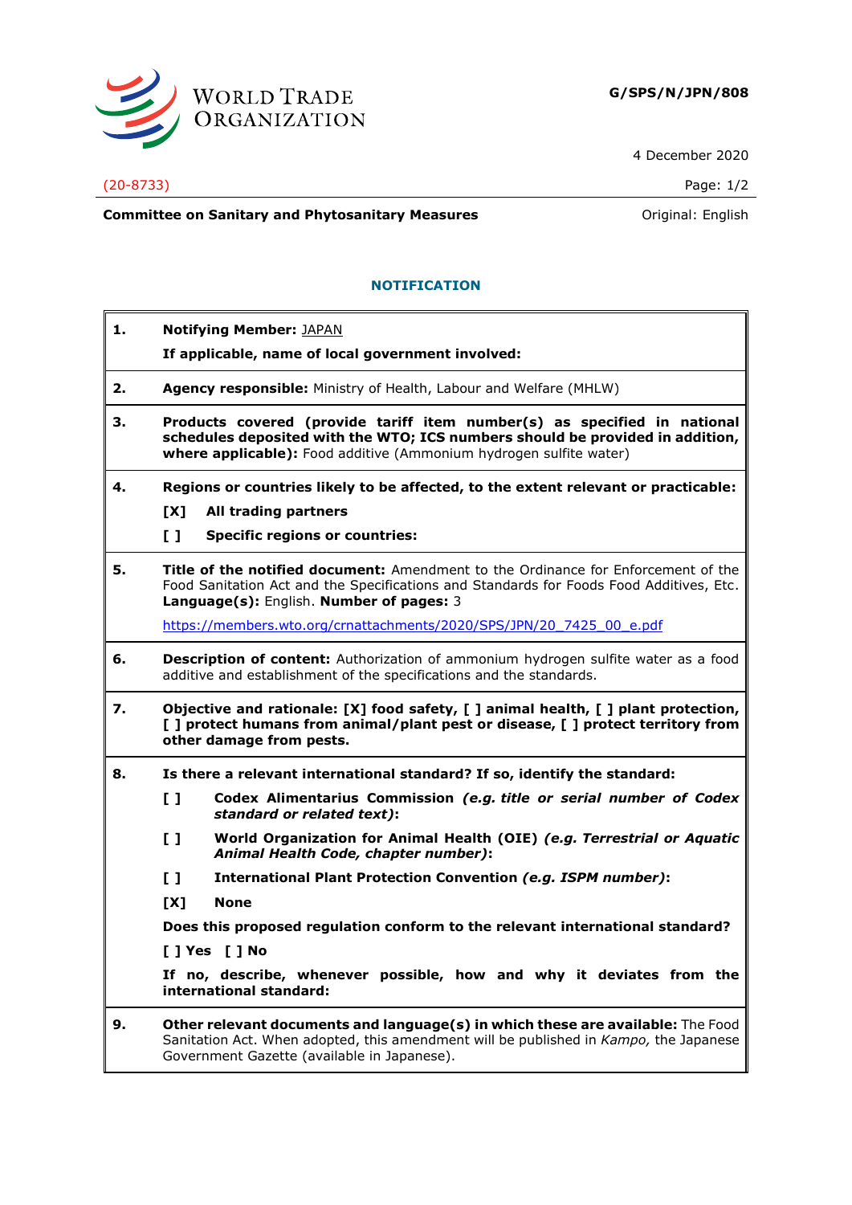**WORLD TRADE ORGANIZATION**

**G/SPS/N/JPN/808**

4 December 2020

(20-8733)

**Committee on Sanitary and Phytosanitary Measures**

Original: English

## NOTIFICATION

**1. Notifying Member:** JAPAN

**If applicable, name of local government involved:**

**2. Agency responsible:** Ministry of Health, Labour and Welfare (MHLW)

**3. Products covered (provide tariff item number(s) as specified in national schedules deposited with the WTO; ICS numbers should be provided in addition, where applicable):** Food additive (Ammonium hydrogen sulfite water)

**4. Regions or countries likely to be affected, to the extent relevant or practicable:**

**[X] All trading partners**

**[ ] Specific regions or countries:**

**5. Title of the notified document:** Amendment to the Ordinance for Enforcement of the Food Sanitation Act and the Specifications and Standards for Foods Food Additives, Etc. **Language(s):** English. **Number of pages:** 3

https://members.wto.org/crnattachments/2020/SPS/JPN/20_7425_00_e.pdf

**6. Description of content:** Authorization of ammonium hydrogen sulfite water as a food additive and establishment of the specifications and the standards.

**7. Objective and rationale: [X] food safety, [ ] animal health, [ ] plant protection, [ ] protect humans from animal/plant pest or disease, [ ] protect territory from other damage from pests.**

**8. Is there a relevant international standard? If so, identify the standard:**

**[ ] Codex Alimentarius Commission** ***(e.g. title or serial number of Codex standard or related text)*****:**

**[ ] World Organization for Animal Health (OIE)** ***(e.g. Terrestrial or Aquatic Animal Health Code, chapter number)*****:**

**[ ] International Plant Protection Convention** ***(e.g. ISPM number)*****:**

**[X] None**

**Does this proposed regulation conform to the relevant international standard?**

**[ ] Yes [ ] No**

**If no, describe, whenever possible, how and why it deviates from the international standard:**

**9. Other relevant documents and language(s) in which these are available:** The Food Sanitation Act. When adopted, this amendment will be published in *Kampo,* the Japanese Government Gazette (available in Japanese).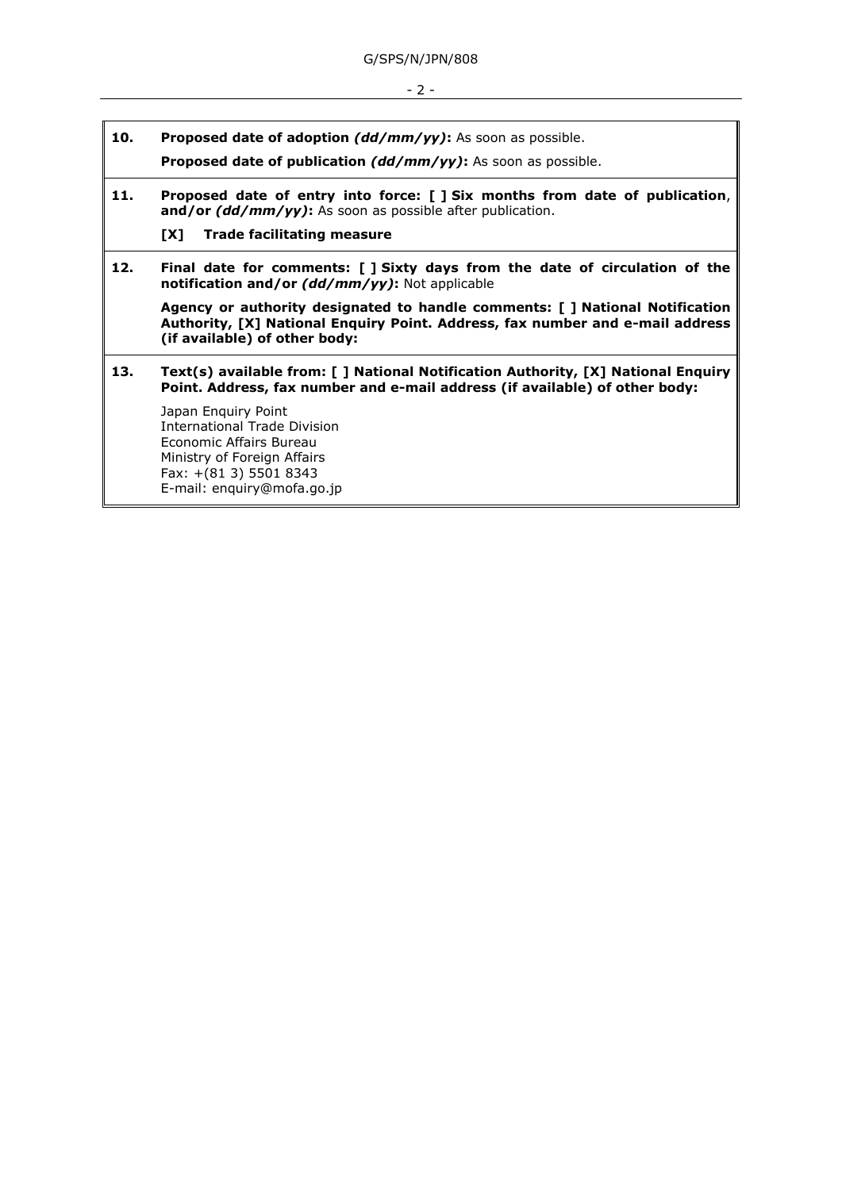**10. Proposed date of adoption *(dd/mm/yy)*:** As soon as possible.

**Proposed date of publication *(dd/mm/yy)*:** As soon as possible.

**11. Proposed date of entry into force: [ ] Six months from date of publication**, **and/or *(dd/mm/yy)*:** As soon as possible after publication.

**[X] Trade facilitating measure**

**12. Final date for comments: [ ] Sixty days from the date of circulation of the notification and/or *(dd/mm/yy)*:** Not applicable

**Agency or authority designated to handle comments: [ ] National Notification Authority, [X] National Enquiry Point. Address, fax number and e-mail address (if available) of other body:**

**13. Text(s) available from: [ ] National Notification Authority, [X] National Enquiry Point. Address, fax number and e-mail address (if available) of other body:**

Japan Enquiry Point
International Trade Division
Economic Affairs Bureau
Ministry of Foreign Affairs
Fax: +(81 3) 5501 8343
E-mail: enquiry@mofa.go.jp